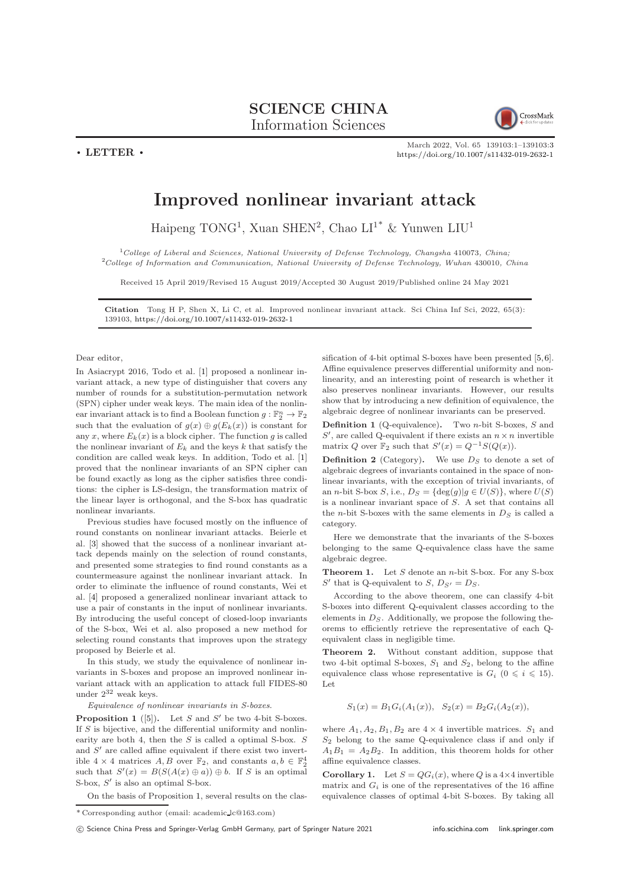# SCIENCE CHINA Information Sciences

• **LETTER** •

March 2022, Vol. 65 139103:1–139103:3
https://doi.org/10.1007/s11432-019-2632-1

# Improved nonlinear invariant attack

Haipeng TONG[1], Xuan SHEN[2], Chao LI[1*] & Yunwen LIU[1]

[1]*College of Liberal and Sciences, National University of Defense Technology, Changsha 410073, China;*
[2]*College of Information and Communication, National University of Defense Technology, Wuhan 430010, China*

Received 15 April 2019/Revised 15 August 2019/Accepted 30 August 2019/Published online 24 May 2021

**Citation** Tong H P, Shen X, Li C, et al. Improved nonlinear invariant attack. Sci China Inf Sci, 2022, 65(3): 139103, https://doi.org/10.1007/s11432-019-2632-1

Dear editor,

In Asiacrypt 2016, Todo et al. [1] proposed a nonlinear invariant attack, a new type of distinguisher that covers any number of rounds for a substitution-permutation network (SPN) cipher under weak keys. The main idea of the nonlinear invariant attack is to find a Boolean function $g : \mathbb{F}_2^n \to \mathbb{F}_2$ such that the evaluation of $g(x) \oplus g(E_k(x))$ is constant for any $x$, where $E_k(x)$ is a block cipher. The function $g$ is called the nonlinear invariant of $E_k$ and the keys $k$ that satisfy the condition are called weak keys. In addition, Todo et al. [1] proved that the nonlinear invariants of an SPN cipher can be found exactly as long as the cipher satisfies three conditions: the cipher is LS-design, the transformation matrix of the linear layer is orthogonal, and the S-box has quadratic nonlinear invariants.

Previous studies have focused mostly on the influence of round constants on nonlinear invariant attacks. Beierle et al. [3] showed that the success of a nonlinear invariant attack depends mainly on the selection of round constants, and presented some strategies to find round constants as a countermeasure against the nonlinear invariant attack. In order to eliminate the influence of round constants, Wei et al. [4] proposed a generalized nonlinear invariant attack to use a pair of constants in the input of nonlinear invariants. By introducing the useful concept of closed-loop invariants of the S-box, Wei et al. also proposed a new method for selecting round constants that improves upon the strategy proposed by Beierle et al.

In this study, we study the equivalence of nonlinear invariants in S-boxes and propose an improved nonlinear invariant attack with an application to attack full FIDES-80 under $2^{32}$ weak keys.

*Equivalence of nonlinear invariants in S-boxes.*

**Proposition 1** ([5])**.** Let $S$ and $S'$ be two 4-bit S-boxes. If $S$ is bijective, and the differential uniformity and nonlinearity are both 4, then the $S$ is called a optimal S-box. $S$ and $S'$ are called affine equivalent if there exist two invertible $4 \times 4$ matrices $A, B$ over $\mathbb{F}_2$, and constants $a, b \in \mathbb{F}_2^4$ such that $S'(x) = B(S(A(x) \oplus a)) \oplus b$. If $S$ is an optimal S-box, $S'$ is also an optimal S-box.

On the basis of Proposition 1, several results on the classification of 4-bit optimal S-boxes have been presented [5,6]. Affine equivalence preserves differential uniformity and nonlinearity, and an interesting point of research is whether it also preserves nonlinear invariants. However, our results show that by introducing a new definition of equivalence, the algebraic degree of nonlinear invariants can be preserved.

**Definition 1** (Q-equivalence)**.** Two $n$-bit S-boxes, $S$ and $S'$, are called Q-equivalent if there exists an $n \times n$ invertible matrix $Q$ over $\mathbb{F}_2$ such that $S'(x) = Q^{-1}S(Q(x))$.

**Definition 2** (Category)**.** We use $D_S$ to denote a set of algebraic degrees of invariants contained in the space of nonlinear invariants, with the exception of trivial invariants, of an $n$-bit S-box $S$, i.e., $D_S = \{\deg(g) | g \in U(S)\}$, where $U(S)$ is a nonlinear invariant space of $S$. A set that contains all the $n$-bit S-boxes with the same elements in $D_S$ is called a category.

Here we demonstrate that the invariants of the S-boxes belonging to the same Q-equivalence class have the same algebraic degree.

**Theorem 1.** Let $S$ denote an $n$-bit S-box. For any S-box $S'$ that is Q-equivalent to $S$, $D_{S'} = D_S$.

According to the above theorem, one can classify 4-bit S-boxes into different Q-equivalent classes according to the elements in $D_S$. Additionally, we propose the following theorems to efficiently retrieve the representative of each Q-equivalent class in negligible time.

**Theorem 2.** Without constant addition, suppose that two 4-bit optimal S-boxes, $S_1$ and $S_2$, belong to the affine equivalence class whose representative is $G_i$ $(0 \leqslant i \leqslant 15)$. Let

$$S_1(x) = B_1 G_i(A_1(x)), \quad S_2(x) = B_2 G_i(A_2(x)),$$

where $A_1, A_2, B_1, B_2$ are $4 \times 4$ invertible matrices. $S_1$ and $S_2$ belong to the same Q-equivalence class if and only if $A_1 B_1 = A_2 B_2$. In addition, this theorem holds for other affine equivalence classes.

**Corollary 1.** Let $S = QG_i(x)$, where $Q$ is a $4 \times 4$ invertible matrix and $G_i$ is one of the representatives of the 16 affine equivalence classes of optimal 4-bit S-boxes. By taking all

\* Corresponding author (email: academic_lc@163.com)

© Science China Press and Springer-Verlag GmbH Germany, part of Springer Nature 2021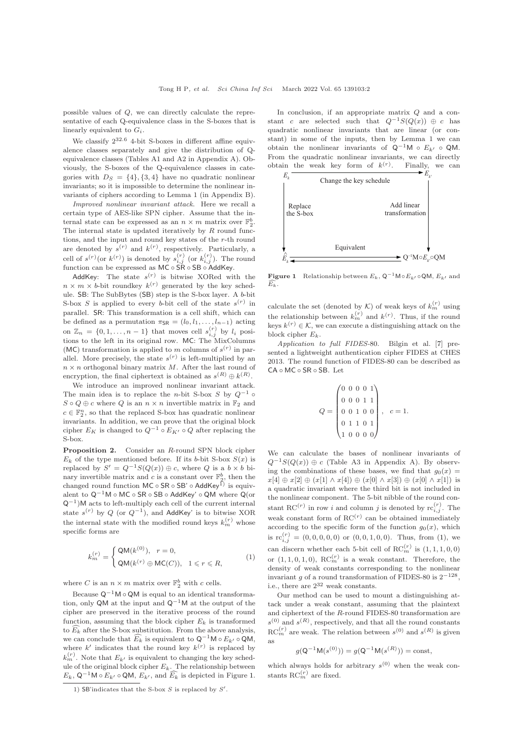possible values of $Q$, we can directly calculate the representative of each Q-equivalence class in the S-boxes that is linearly equivalent to $G_i$.

We classify $2^{32.6}$ 4-bit S-boxes in different affine equivalence classes separately and give the distribution of Q-equivalence classes (Tables A1 and A2 in Appendix A). Obviously, the S-boxes of the Q-equivalence classes in categories with $D_S = \{4\}, \{3, 4\}$ have no quadratic nonlinear invariants; so it is impossible to determine the nonlinear invariants of ciphers according to Lemma 1 (in Appendix B).

*Improved nonlinear invariant attack.* Here we recall a certain type of AES-like SPN cipher. Assume that the internal state can be expressed as an $n \times m$ matrix over $\mathbb{F}_2^b$. The internal state is updated iteratively by $R$ round functions, and the input and round key states of the $r$-th round are denoted by $s^{(r)}$ and $k^{(r)}$, respectively. Particularly, a cell of $s^{(r)}$(or $k^{(r)}$) is denoted by $s_{i,j}^{(r)}$ (or $k_{i,j}^{(r)}$). The round function can be expressed as $\mathsf{MC} \circ \mathsf{SR} \circ \mathsf{SB} \circ \mathsf{AddKey}$.

$\mathsf{AddKey}$: The state $s^{(r)}$ is bitwise XORed with the $n \times m \times b$-bit roundkey $k^{(r)}$ generated by the key schedule. $\mathsf{SB}$: The SubBytes ($\mathsf{SB}$) step is the S-box layer. A $b$-bit S-box $S$ is applied to every $b$-bit cell of the state $s^{(r)}$ in parallel. $\mathsf{SR}$: This transformation is a cell shift, which can be defined as a permutation $\pi_{\mathsf{SR}} = (l_0, l_1, \ldots, l_{n-1})$ acting on $\mathbb{Z}_n = \{0, 1, \ldots, n-1\}$ that moves cell $s_{i,j}^{(r)}$ by $l_i$ positions to the left in its original row. $\mathsf{MC}$: The MixColumns ($\mathsf{MC}$) transformation is applied to $m$ columns of $s^{(r)}$ in parallel. More precisely, the state $s^{(r)}$ is left-multiplied by an $n \times n$ orthogonal binary matrix $M$. After the last round of encryption, the final ciphertext is obtained as $s^{(R)} \oplus k^{(R)}$.

We introduce an improved nonlinear invariant attack. The main idea is to replace the $n$-bit S-box $S$ by $Q^{-1} \circ S \circ Q \oplus c$ where $Q$ is an $n \times n$ invertible matrix in $\mathbb{F}_2$ and $c \in \mathbb{F}_2^n$, so that the replaced S-box has quadratic nonlinear invariants. In addition, we can prove that the original block cipher $E_K$ is changed to $Q^{-1} \circ E_{K'} \circ Q$ after replacing the S-box.

**Proposition 2.** Consider an $R$-round SPN block cipher $E_k$ of the type mentioned before. If its $b$-bit S-box $S(x)$ is replaced by $S' = Q^{-1}S(Q(x)) \oplus c$, where $Q$ is a $b \times b$ binary invertible matrix and $c$ is a constant over $\mathbb{F}_2^b$, then the changed round function $\mathsf{MC} \circ \mathsf{SR} \circ \mathsf{SB}' \circ \mathsf{AddKey}$[1] is equivalent to $\mathsf{Q}^{-1}\mathsf{M} \circ \mathsf{MC} \circ \mathsf{SR} \circ \mathsf{SB} \circ \mathsf{AddKey}' \circ \mathsf{QM}$ where $\mathsf{Q}$(or $\mathsf{Q}^{-1}$)$\mathsf{M}$ acts to left-multiply each cell of the current internal state $s^{(r)}$ by $Q$ (or $Q^{-1}$), and $\mathsf{AddKey}'$ is to bitwise XOR the internal state with the modified round keys $k_m^{(r)}$ whose specific forms are

$$k_m^{(r)} = \begin{cases} \mathsf{QM}(k^{(0)}), & r = 0, \\ \mathsf{QM}(k^{(r)} \oplus \mathsf{MC}(C)), & 1 \leqslant r \leqslant R, \end{cases} \tag{1}$$

where $C$ is an $n \times m$ matrix over $\mathbb{F}_2^b$ with $c$ cells.

Because $\mathsf{Q}^{-1}\mathsf{M} \circ \mathsf{QM}$ is equal to an identical transformation, only $\mathsf{QM}$ at the input and $\mathsf{Q}^{-1}\mathsf{M}$ at the output of the cipher are preserved in the iterative process of the round function, assuming that the block cipher $E_k$ is transformed to $\widehat{E_k}$ after the S-box substitution. From the above analysis, we can conclude that $\widehat{E_k}$ is equivalent to $\mathsf{Q}^{-1}\mathsf{M} \circ E_{k'} \circ \mathsf{QM}$, where $k'$ indicates that the round key $k^{(r)}$ is replaced by $k_m^{(r)}$. Note that $E_{k'}$ is equivalent to changing the key schedule of the original block cipher $E_k$. The relationship between $E_k$, $\mathsf{Q}^{-1}\mathsf{M} \circ E_{k'} \circ \mathsf{QM}$, $E_{k'}$, and $\widehat{E_k}$ is depicted in Figure 1.

[1] $\mathsf{SB}'$indicates that the S-box $S$ is replaced by $S'$.

In conclusion, if an appropriate matrix $Q$ and a constant $c$ are selected such that $Q^{-1}S(Q(x)) \oplus c$ has quadratic nonlinear invariants that are linear (or constant) in some of the inputs, then by Lemma 1 we can obtain the nonlinear invariants of $\mathsf{Q}^{-1}\mathsf{M} \circ E_{k'} \circ \mathsf{QM}$. From the quadratic nonlinear invariants, we can directly obtain the weak key form of $k^{(r)}$. Finally, we can calculate the set (denoted by $\mathcal{K}$) of weak keys of $k_m^{(r)}$ using the relationship between $k_m^{(r)}$ and $k^{(r)}$. Thus, if the round keys $k^{(r)} \in \mathcal{K}$, we can execute a distinguishing attack on the block cipher $E_k$.

**Figure 1** Relationship between $E_k$, $\mathsf{Q}^{-1}\mathsf{M} \circ E_{k'} \circ \mathsf{QM}$, $E_{k'}$ and $\widehat{E_k}$.

*Application to full FIDES-80.* Bilgin et al. [7] presented a lightweight authentication cipher FIDES at CHES 2013. The round function of FIDES-80 can be described as $\mathsf{CA} \circ \mathsf{MC} \circ \mathsf{SR} \circ \mathsf{SB}$. Let

$$Q = \begin{pmatrix} 0 & 0 & 0 & 0 & 1 \\ 0 & 0 & 0 & 1 & 1 \\ 0 & 0 & 1 & 0 & 0 \\ 0 & 1 & 1 & 0 & 1 \\ 1 & 0 & 0 & 0 & 0 \end{pmatrix}, \quad c = 1.$$

We can calculate the bases of nonlinear invariants of $Q^{-1}S(Q(x)) \oplus c$ (Table A3 in Appendix A). By observing the combinations of these bases, we find that $g_0(x) = x[4] \oplus x[2] \oplus (x[1] \wedge x[4]) \oplus (x[0] \wedge x[3]) \oplus (x[0] \wedge x[1])$ is a quadratic invariant where the third bit is not included in the nonlinear component. The 5-bit nibble of the round constant $\mathrm{RC}^{(r)}$ in row $i$ and column $j$ is denoted by $\mathrm{rc}_{i,j}^{(r)}$. The weak constant form of $\mathrm{RC}^{(r)}$ can be obtained immediately according to the specific form of the function $g_0(x)$, which is $\mathrm{rc}_{i,j}^{(r)} = (0, 0, 0, 0, 0)$ or $(0, 0, 1, 0, 0)$. Thus, from (1), we can discern whether each 5-bit cell of $\mathrm{RC}_m^{(r)}$ is $(1, 1, 1, 0, 0)$ or $(1, 1, 0, 1, 0)$, $\mathrm{RC}_m^{(r)}$ is a weak constant. Therefore, the density of weak constants corresponding to the nonlinear invariant $g$ of a round transformation of FIDES-80 is $2^{-128}$, i.e., there are $2^{32}$ weak constants.

Our method can be used to mount a distinguishing attack under a weak constant, assuming that the plaintext and ciphertext of the $R$-round FIDES-80 transformation are $s^{(0)}$ and $s^{(R)}$, respectively, and that all the round constants $\mathrm{RC}_m^{(r)}$ are weak. The relation between $s^{(0)}$ and $s^{(R)}$ is given as

$$g(\mathsf{Q}^{-1}\mathsf{M}(s^{(0)})) = g(\mathsf{Q}^{-1}\mathsf{M}(s^{(R)})) = \text{const},$$

which always holds for arbitrary $s^{(0)}$ when the weak constants $\mathrm{RC}_m^{(r)}$ are fixed.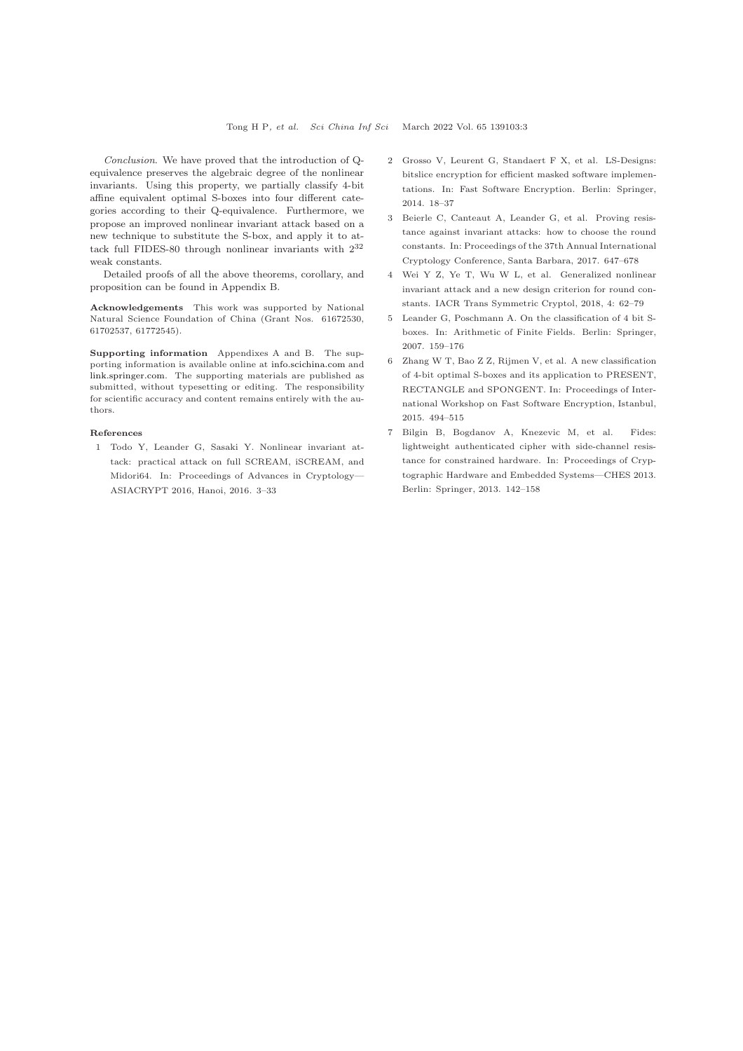*Conclusion*. We have proved that the introduction of Q-equivalence preserves the algebraic degree of the nonlinear invariants. Using this property, we partially classify 4-bit affine equivalent optimal S-boxes into four different categories according to their Q-equivalence. Furthermore, we propose an improved nonlinear invariant attack based on a new technique to substitute the S-box, and apply it to attack full FIDES-80 through nonlinear invariants with $2^{32}$ weak constants.

Detailed proofs of all the above theorems, corollary, and proposition can be found in Appendix B.

**Acknowledgements** This work was supported by National Natural Science Foundation of China (Grant Nos. 61672530, 61702537, 61772545).

**Supporting information** Appendixes A and B. The supporting information is available online at info.scichina.com and link.springer.com. The supporting materials are published as submitted, without typesetting or editing. The responsibility for scientific accuracy and content remains entirely with the authors.

## References

1. Todo Y, Leander G, Sasaki Y. Nonlinear invariant attack: practical attack on full SCREAM, iSCREAM, and Midori64. In: Proceedings of Advances in Cryptology—ASIACRYPT 2016, Hanoi, 2016. 3–33
2. Grosso V, Leurent G, Standaert F X, et al. LS-Designs: bitslice encryption for efficient masked software implementations. In: Fast Software Encryption. Berlin: Springer, 2014. 18–37
3. Beierle C, Canteaut A, Leander G, et al. Proving resistance against invariant attacks: how to choose the round constants. In: Proceedings of the 37th Annual International Cryptology Conference, Santa Barbara, 2017. 647–678
4. Wei Y Z, Ye T, Wu W L, et al. Generalized nonlinear invariant attack and a new design criterion for round constants. IACR Trans Symmetric Cryptol, 2018, 4: 62–79
5. Leander G, Poschmann A. On the classification of 4 bit S-boxes. In: Arithmetic of Finite Fields. Berlin: Springer, 2007. 159–176
6. Zhang W T, Bao Z Z, Rijmen V, et al. A new classification of 4-bit optimal S-boxes and its application to PRESENT, RECTANGLE and SPONGENT. In: Proceedings of International Workshop on Fast Software Encryption, Istanbul, 2015. 494–515
7. Bilgin B, Bogdanov A, Knezevic M, et al. Fides: lightweight authenticated cipher with side-channel resistance for constrained hardware. In: Proceedings of Cryptographic Hardware and Embedded Systems—CHES 2013. Berlin: Springer, 2013. 142–158